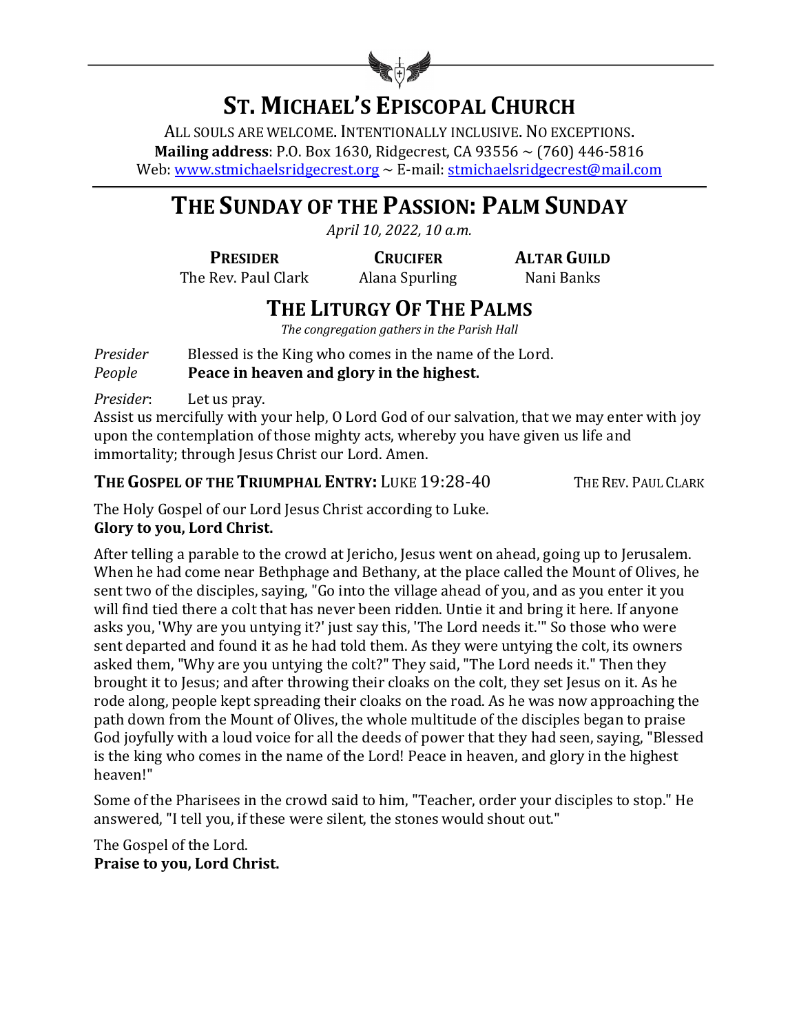# ST. MICHAEL'S EPISCOPAL CHURCH

ALL SOULS ARE WELCOME. INTENTIONALLY INCLUSIVE. NO EXCEPTIONS.
**Mailing address**: P.O. Box 1630, Ridgecrest, CA 93556 ~ (760) 446-5816
Web: www.stmichaelsridgecrest.org ~ E-mail: stmichaelsridgecrest@mail.com

# THE SUNDAY OF THE PASSION: PALM SUNDAY

*April 10, 2022, 10 a.m.*

| **PRESIDER** | **CRUCIFER** | **ALTAR GUILD** |
|---|---|---|
| The Rev. Paul Clark | Alana Spurling | Nani Banks |

## THE LITURGY OF THE PALMS

*The congregation gathers in the Parish Hall*

*Presider* Blessed is the King who comes in the name of the Lord.
*People* **Peace in heaven and glory in the highest.**

*Presider*: Let us pray.
Assist us mercifully with your help, O Lord God of our salvation, that we may enter with joy upon the contemplation of those mighty acts, whereby you have given us life and immortality; through Jesus Christ our Lord. Amen.

**THE GOSPEL OF THE TRIUMPHAL ENTRY:** LUKE 19:28-40 THE REV. PAUL CLARK

The Holy Gospel of our Lord Jesus Christ according to Luke.
**Glory to you, Lord Christ.**

After telling a parable to the crowd at Jericho, Jesus went on ahead, going up to Jerusalem. When he had come near Bethphage and Bethany, at the place called the Mount of Olives, he sent two of the disciples, saying, "Go into the village ahead of you, and as you enter it you will find tied there a colt that has never been ridden. Untie it and bring it here. If anyone asks you, 'Why are you untying it?' just say this, 'The Lord needs it.'" So those who were sent departed and found it as he had told them. As they were untying the colt, its owners asked them, "Why are you untying the colt?" They said, "The Lord needs it." Then they brought it to Jesus; and after throwing their cloaks on the colt, they set Jesus on it. As he rode along, people kept spreading their cloaks on the road. As he was now approaching the path down from the Mount of Olives, the whole multitude of the disciples began to praise God joyfully with a loud voice for all the deeds of power that they had seen, saying, "Blessed is the king who comes in the name of the Lord! Peace in heaven, and glory in the highest heaven!"

Some of the Pharisees in the crowd said to him, "Teacher, order your disciples to stop." He answered, "I tell you, if these were silent, the stones would shout out."

The Gospel of the Lord.
**Praise to you, Lord Christ.**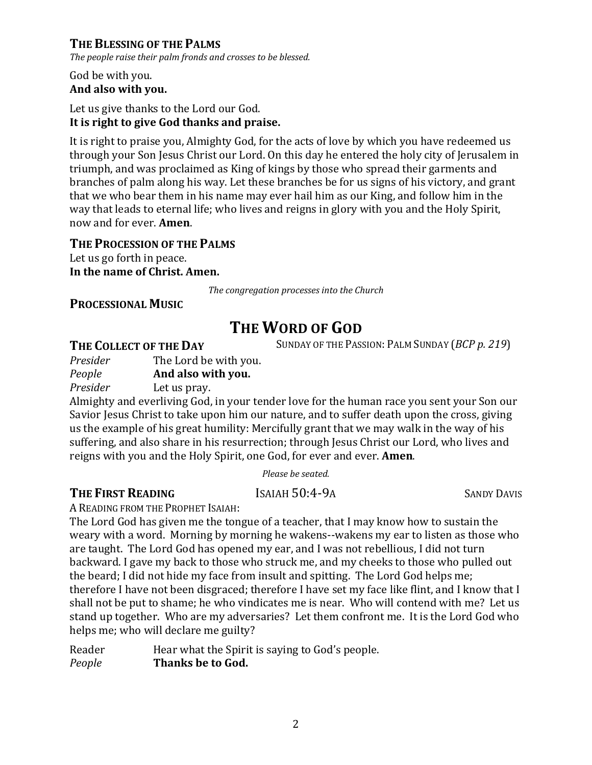### THE BLESSING OF THE PALMS

*The people raise their palm fronds and crosses to be blessed.*

God be with you.
**And also with you.**

Let us give thanks to the Lord our God.
**It is right to give God thanks and praise.**

It is right to praise you, Almighty God, for the acts of love by which you have redeemed us through your Son Jesus Christ our Lord. On this day he entered the holy city of Jerusalem in triumph, and was proclaimed as King of kings by those who spread their garments and branches of palm along his way. Let these branches be for us signs of his victory, and grant that we who bear them in his name may ever hail him as our King, and follow him in the way that leads to eternal life; who lives and reigns in glory with you and the Holy Spirit, now and for ever. **Amen**.

### THE PROCESSION OF THE PALMS

Let us go forth in peace.
**In the name of Christ. Amen.**

*The congregation processes into the Church*

### PROCESSIONAL MUSIC

# THE WORD OF GOD

### THE COLLECT OF THE DAY

SUNDAY OF THE PASSION: PALM SUNDAY (*BCP p. 219*)

*Presider* The Lord be with you.
*People* **And also with you.**
*Presider* Let us pray.

Almighty and everliving God, in your tender love for the human race you sent your Son our Savior Jesus Christ to take upon him our nature, and to suffer death upon the cross, giving us the example of his great humility: Mercifully grant that we may walk in the way of his suffering, and also share in his resurrection; through Jesus Christ our Lord, who lives and reigns with you and the Holy Spirit, one God, for ever and ever. **Amen**.

*Please be seated.*

### THE FIRST READING

ISAIAH 50:4-9A — SANDY DAVIS

A READING FROM THE PROPHET ISAIAH:

The Lord God has given me the tongue of a teacher, that I may know how to sustain the weary with a word. Morning by morning he wakens--wakens my ear to listen as those who are taught. The Lord God has opened my ear, and I was not rebellious, I did not turn backward. I gave my back to those who struck me, and my cheeks to those who pulled out the beard; I did not hide my face from insult and spitting. The Lord God helps me; therefore I have not been disgraced; therefore I have set my face like flint, and I know that I shall not be put to shame; he who vindicates me is near. Who will contend with me? Let us stand up together. Who are my adversaries? Let them confront me. It is the Lord God who helps me; who will declare me guilty?

Reader Hear what the Spirit is saying to God's people.
*People* **Thanks be to God.**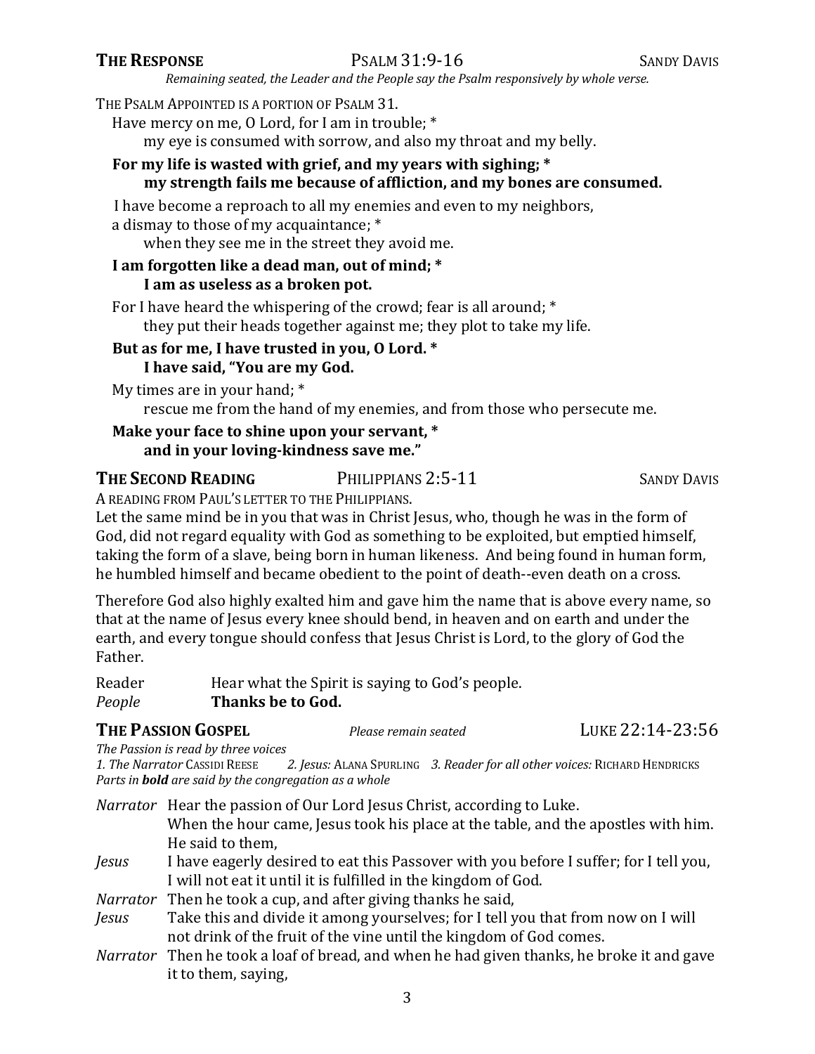**THE RESPONSE** PSALM 31:9-16 SANDY DAVIS

*Remaining seated, the Leader and the People say the Psalm responsively by whole verse.*

THE PSALM APPOINTED IS A PORTION OF PSALM 31.

Have mercy on me, O Lord, for I am in trouble; *
  my eye is consumed with sorrow, and also my throat and my belly.

**For my life is wasted with grief, and my years with sighing; *
  my strength fails me because of affliction, and my bones are consumed.**

I have become a reproach to all my enemies and even to my neighbors,
a dismay to those of my acquaintance; *
  when they see me in the street they avoid me.

**I am forgotten like a dead man, out of mind; *
  I am as useless as a broken pot.**

For I have heard the whispering of the crowd; fear is all around; *
  they put their heads together against me; they plot to take my life.

**But as for me, I have trusted in you, O Lord. *
  I have said, "You are my God.**

My times are in your hand; *
  rescue me from the hand of my enemies, and from those who persecute me.

**Make your face to shine upon your servant, *
  and in your loving-kindness save me."**

**THE SECOND READING** PHILIPPIANS 2:5-11 SANDY DAVIS

A READING FROM PAUL'S LETTER TO THE PHILIPPIANS.

Let the same mind be in you that was in Christ Jesus, who, though he was in the form of God, did not regard equality with God as something to be exploited, but emptied himself, taking the form of a slave, being born in human likeness. And being found in human form, he humbled himself and became obedient to the point of death--even death on a cross.

Therefore God also highly exalted him and gave him the name that is above every name, so that at the name of Jesus every knee should bend, in heaven and on earth and under the earth, and every tongue should confess that Jesus Christ is Lord, to the glory of God the Father.

Reader Hear what the Spirit is saying to God's people.
*People* **Thanks be to God.**

**THE PASSION GOSPEL** *Please remain seated* LUKE 22:14-23:56

*The Passion is read by three voices*
*1. The Narrator* CASSIDI REESE *2. Jesus:* ALANA SPURLING *3. Reader for all other voices:* RICHARD HENDRICKS
*Parts in **bold** are said by the congregation as a whole*

*Narrator* Hear the passion of Our Lord Jesus Christ, according to Luke.
When the hour came, Jesus took his place at the table, and the apostles with him. He said to them,

*Jesus* I have eagerly desired to eat this Passover with you before I suffer; for I tell you, I will not eat it until it is fulfilled in the kingdom of God.

*Narrator* Then he took a cup, and after giving thanks he said,

*Jesus* Take this and divide it among yourselves; for I tell you that from now on I will not drink of the fruit of the vine until the kingdom of God comes.

*Narrator* Then he took a loaf of bread, and when he had given thanks, he broke it and gave it to them, saying,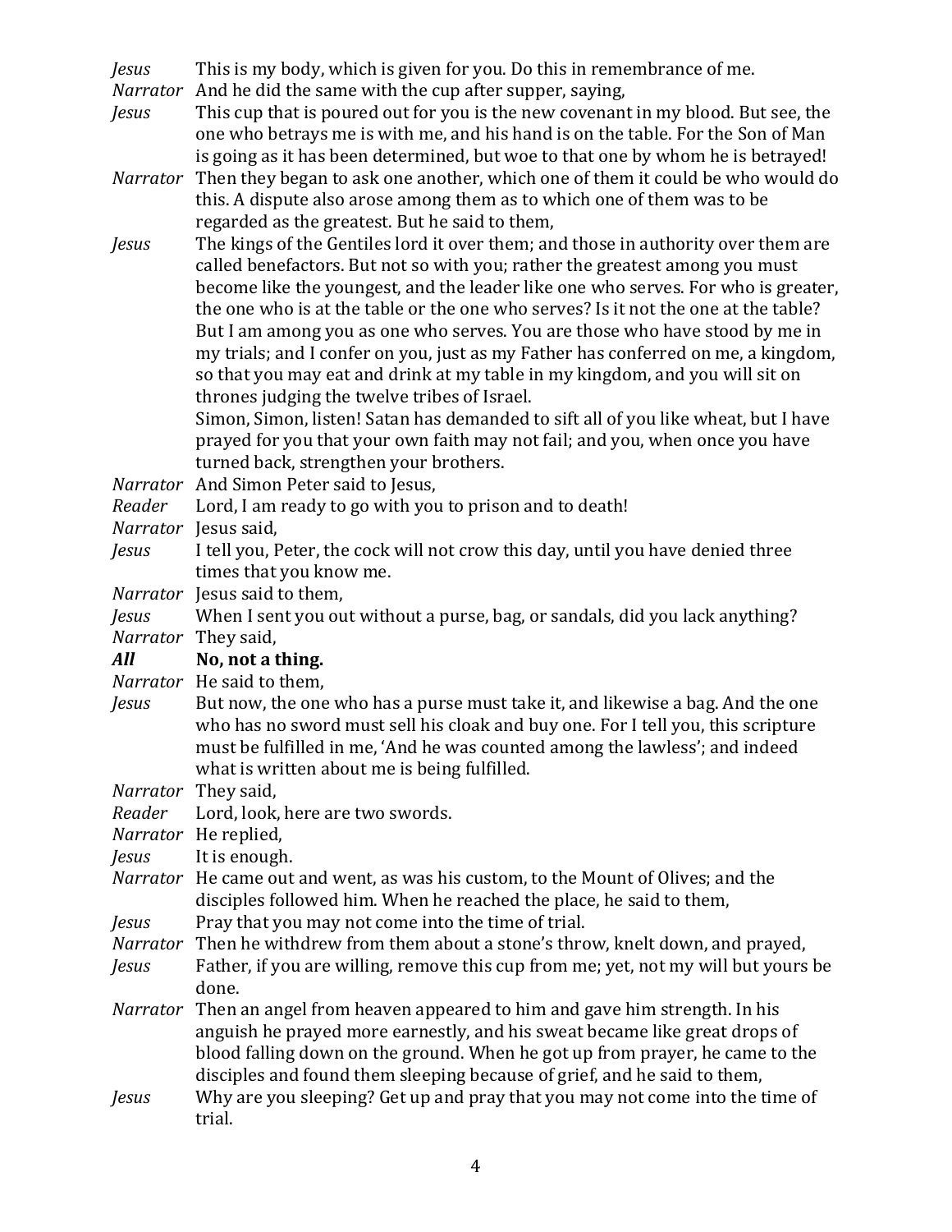*Jesus* This is my body, which is given for you. Do this in remembrance of me.

*Narrator* And he did the same with the cup after supper, saying,

*Jesus* This cup that is poured out for you is the new covenant in my blood. But see, the one who betrays me is with me, and his hand is on the table. For the Son of Man is going as it has been determined, but woe to that one by whom he is betrayed!

*Narrator* Then they began to ask one another, which one of them it could be who would do this. A dispute also arose among them as to which one of them was to be regarded as the greatest. But he said to them,

*Jesus* The kings of the Gentiles lord it over them; and those in authority over them are called benefactors. But not so with you; rather the greatest among you must become like the youngest, and the leader like one who serves. For who is greater, the one who is at the table or the one who serves? Is it not the one at the table? But I am among you as one who serves. You are those who have stood by me in my trials; and I confer on you, just as my Father has conferred on me, a kingdom, so that you may eat and drink at my table in my kingdom, and you will sit on thrones judging the twelve tribes of Israel.
Simon, Simon, listen! Satan has demanded to sift all of you like wheat, but I have prayed for you that your own faith may not fail; and you, when once you have turned back, strengthen your brothers.

*Narrator* And Simon Peter said to Jesus,

*Reader* Lord, I am ready to go with you to prison and to death!

*Narrator* Jesus said,

*Jesus* I tell you, Peter, the cock will not crow this day, until you have denied three times that you know me.

*Narrator* Jesus said to them,

*Jesus* When I sent you out without a purse, bag, or sandals, did you lack anything?

*Narrator* They said,

***All*** **No, not a thing.**

*Narrator* He said to them,

*Jesus* But now, the one who has a purse must take it, and likewise a bag. And the one who has no sword must sell his cloak and buy one. For I tell you, this scripture must be fulfilled in me, 'And he was counted among the lawless'; and indeed what is written about me is being fulfilled.

*Narrator* They said,

*Reader* Lord, look, here are two swords.

*Narrator* He replied,

*Jesus* It is enough.

*Narrator* He came out and went, as was his custom, to the Mount of Olives; and the disciples followed him. When he reached the place, he said to them,

*Jesus* Pray that you may not come into the time of trial.

*Narrator* Then he withdrew from them about a stone's throw, knelt down, and prayed,

*Jesus* Father, if you are willing, remove this cup from me; yet, not my will but yours be done.

*Narrator* Then an angel from heaven appeared to him and gave him strength. In his anguish he prayed more earnestly, and his sweat became like great drops of blood falling down on the ground. When he got up from prayer, he came to the disciples and found them sleeping because of grief, and he said to them,

*Jesus* Why are you sleeping? Get up and pray that you may not come into the time of trial.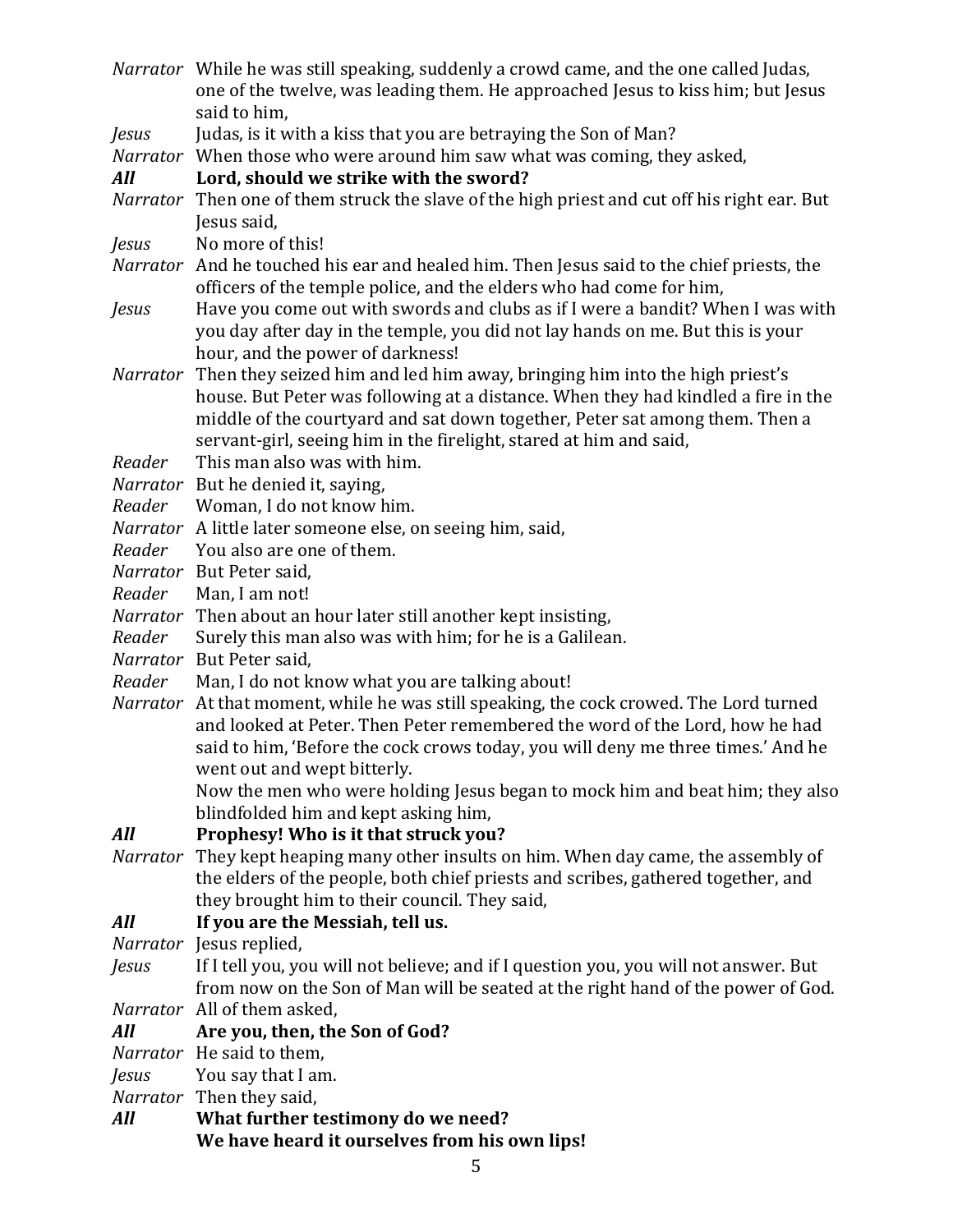*Narrator* While he was still speaking, suddenly a crowd came, and the one called Judas, one of the twelve, was leading them. He approached Jesus to kiss him; but Jesus said to him,

*Jesus* Judas, is it with a kiss that you are betraying the Son of Man?

*Narrator* When those who were around him saw what was coming, they asked,

***All*** **Lord, should we strike with the sword?**

*Narrator* Then one of them struck the slave of the high priest and cut off his right ear. But Jesus said,

*Jesus* No more of this!

*Narrator* And he touched his ear and healed him. Then Jesus said to the chief priests, the officers of the temple police, and the elders who had come for him,

*Jesus* Have you come out with swords and clubs as if I were a bandit? When I was with you day after day in the temple, you did not lay hands on me. But this is your hour, and the power of darkness!

*Narrator* Then they seized him and led him away, bringing him into the high priest's house. But Peter was following at a distance. When they had kindled a fire in the middle of the courtyard and sat down together, Peter sat among them. Then a servant-girl, seeing him in the firelight, stared at him and said,

*Reader* This man also was with him.

*Narrator* But he denied it, saying,

*Reader* Woman, I do not know him.

*Narrator* A little later someone else, on seeing him, said,

*Reader* You also are one of them.

*Narrator* But Peter said,

*Reader* Man, I am not!

*Narrator* Then about an hour later still another kept insisting,

*Reader* Surely this man also was with him; for he is a Galilean.

*Narrator* But Peter said,

*Reader* Man, I do not know what you are talking about!

*Narrator* At that moment, while he was still speaking, the cock crowed. The Lord turned and looked at Peter. Then Peter remembered the word of the Lord, how he had said to him, 'Before the cock crows today, you will deny me three times.' And he went out and wept bitterly.

Now the men who were holding Jesus began to mock him and beat him; they also blindfolded him and kept asking him,

***All*** **Prophesy! Who is it that struck you?**

*Narrator* They kept heaping many other insults on him. When day came, the assembly of the elders of the people, both chief priests and scribes, gathered together, and they brought him to their council. They said,

***All*** **If you are the Messiah, tell us.**

*Narrator* Jesus replied,

*Jesus* If I tell you, you will not believe; and if I question you, you will not answer. But from now on the Son of Man will be seated at the right hand of the power of God.

*Narrator* All of them asked,

***All*** **Are you, then, the Son of God?**

*Narrator* He said to them,

*Jesus* You say that I am.

*Narrator* Then they said,

***All*** **What further testimony do we need?**
**We have heard it ourselves from his own lips!**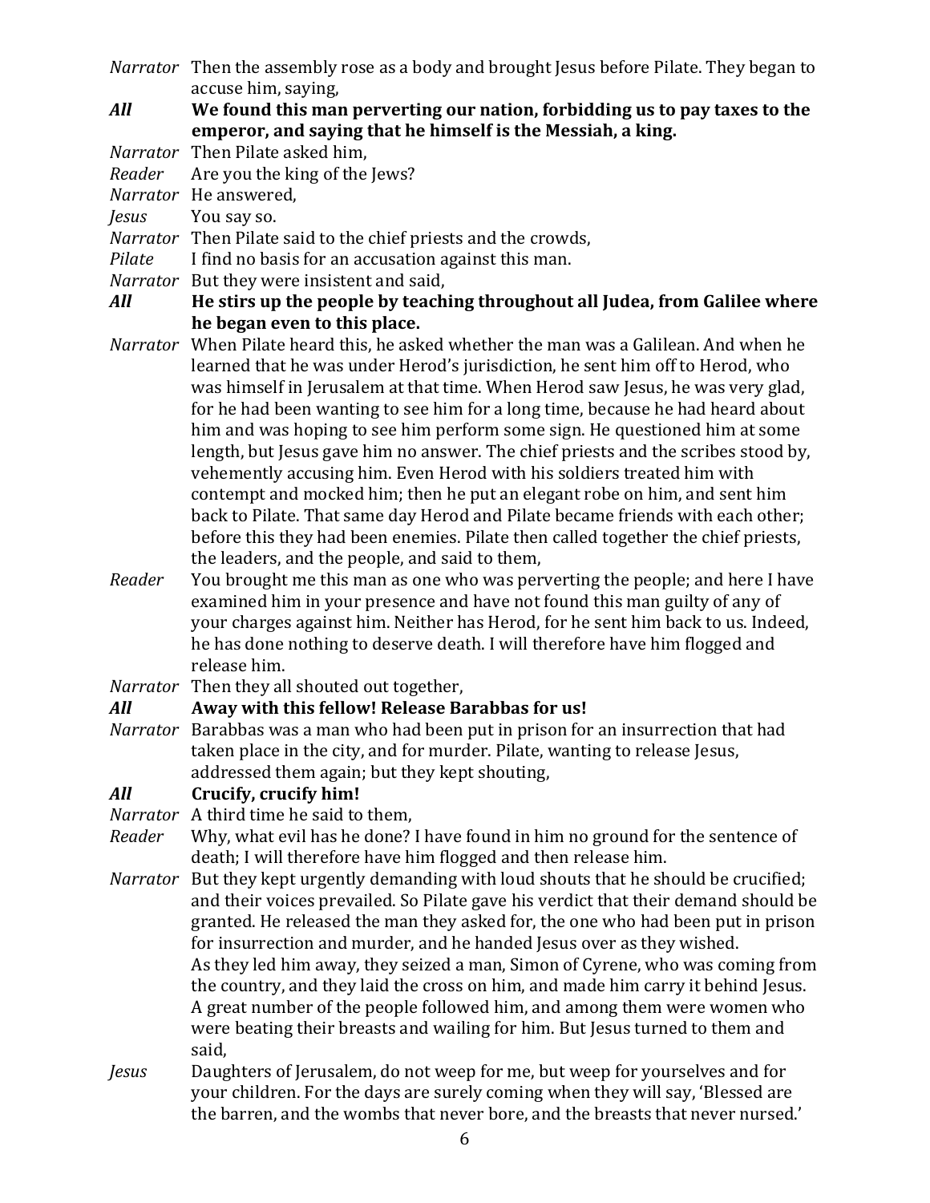*Narrator* Then the assembly rose as a body and brought Jesus before Pilate. They began to accuse him, saying,

***All*** **We found this man perverting our nation, forbidding us to pay taxes to the emperor, and saying that he himself is the Messiah, a king.**

*Narrator* Then Pilate asked him,

*Reader* Are you the king of the Jews?

*Narrator* He answered,

*Jesus* You say so.

*Narrator* Then Pilate said to the chief priests and the crowds,

*Pilate* I find no basis for an accusation against this man.

*Narrator* But they were insistent and said,

***All*** **He stirs up the people by teaching throughout all Judea, from Galilee where he began even to this place.**

*Narrator* When Pilate heard this, he asked whether the man was a Galilean. And when he learned that he was under Herod's jurisdiction, he sent him off to Herod, who was himself in Jerusalem at that time. When Herod saw Jesus, he was very glad, for he had been wanting to see him for a long time, because he had heard about him and was hoping to see him perform some sign. He questioned him at some length, but Jesus gave him no answer. The chief priests and the scribes stood by, vehemently accusing him. Even Herod with his soldiers treated him with contempt and mocked him; then he put an elegant robe on him, and sent him back to Pilate. That same day Herod and Pilate became friends with each other; before this they had been enemies. Pilate then called together the chief priests, the leaders, and the people, and said to them,

*Reader* You brought me this man as one who was perverting the people; and here I have examined him in your presence and have not found this man guilty of any of your charges against him. Neither has Herod, for he sent him back to us. Indeed, he has done nothing to deserve death. I will therefore have him flogged and release him.

*Narrator* Then they all shouted out together,

***All*** **Away with this fellow! Release Barabbas for us!**

*Narrator* Barabbas was a man who had been put in prison for an insurrection that had taken place in the city, and for murder. Pilate, wanting to release Jesus, addressed them again; but they kept shouting,

***All*** **Crucify, crucify him!**

*Narrator* A third time he said to them,

*Reader* Why, what evil has he done? I have found in him no ground for the sentence of death; I will therefore have him flogged and then release him.

*Narrator* But they kept urgently demanding with loud shouts that he should be crucified; and their voices prevailed. So Pilate gave his verdict that their demand should be granted. He released the man they asked for, the one who had been put in prison for insurrection and murder, and he handed Jesus over as they wished.
As they led him away, they seized a man, Simon of Cyrene, who was coming from the country, and they laid the cross on him, and made him carry it behind Jesus. A great number of the people followed him, and among them were women who were beating their breasts and wailing for him. But Jesus turned to them and said,

*Jesus* Daughters of Jerusalem, do not weep for me, but weep for yourselves and for your children. For the days are surely coming when they will say, 'Blessed are the barren, and the wombs that never bore, and the breasts that never nursed.'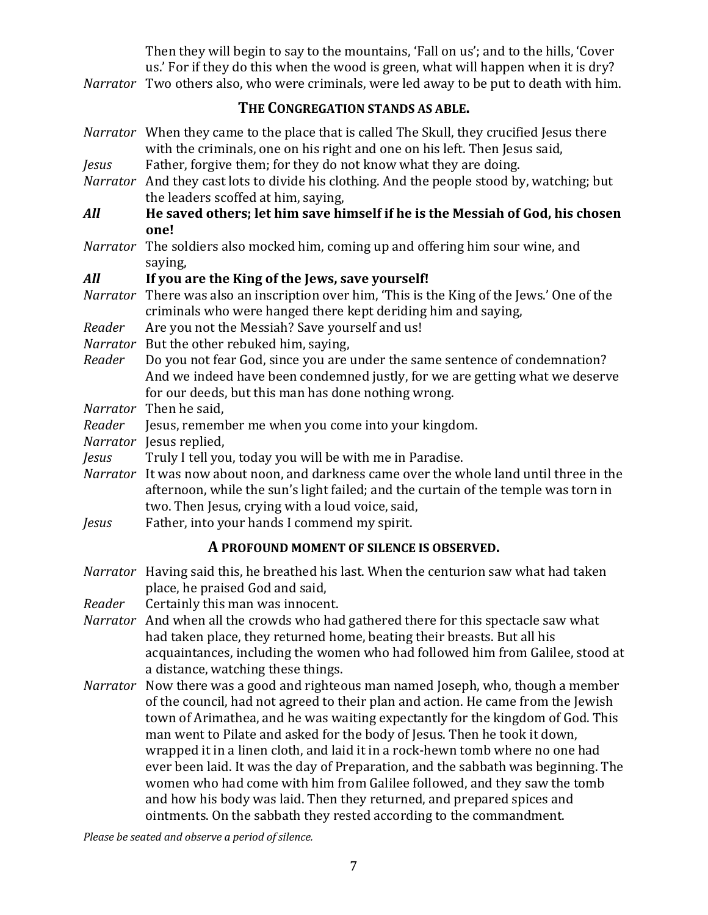Then they will begin to say to the mountains, 'Fall on us'; and to the hills, 'Cover us.' For if they do this when the wood is green, what will happen when it is dry?

*Narrator* Two others also, who were criminals, were led away to be put to death with him.

## The Congregation stands as able.

*Narrator* When they came to the place that is called The Skull, they crucified Jesus there with the criminals, one on his right and one on his left. Then Jesus said,

*Jesus* Father, forgive them; for they do not know what they are doing.

*Narrator* And they cast lots to divide his clothing. And the people stood by, watching; but the leaders scoffed at him, saying,

***All*** **He saved others; let him save himself if he is the Messiah of God, his chosen one!**

*Narrator* The soldiers also mocked him, coming up and offering him sour wine, and saying,

***All*** **If you are the King of the Jews, save yourself!**

*Narrator* There was also an inscription over him, 'This is the King of the Jews.' One of the criminals who were hanged there kept deriding him and saying,

*Reader* Are you not the Messiah? Save yourself and us!

*Narrator* But the other rebuked him, saying,

*Reader* Do you not fear God, since you are under the same sentence of condemnation? And we indeed have been condemned justly, for we are getting what we deserve for our deeds, but this man has done nothing wrong.

*Narrator* Then he said,

*Reader* Jesus, remember me when you come into your kingdom.

*Narrator* Jesus replied,

*Jesus* Truly I tell you, today you will be with me in Paradise.

*Narrator* It was now about noon, and darkness came over the whole land until three in the afternoon, while the sun's light failed; and the curtain of the temple was torn in two. Then Jesus, crying with a loud voice, said,

*Jesus* Father, into your hands I commend my spirit.

## A profound moment of silence is observed.

*Narrator* Having said this, he breathed his last. When the centurion saw what had taken place, he praised God and said,

*Reader* Certainly this man was innocent.

*Narrator* And when all the crowds who had gathered there for this spectacle saw what had taken place, they returned home, beating their breasts. But all his acquaintances, including the women who had followed him from Galilee, stood at a distance, watching these things.

*Narrator* Now there was a good and righteous man named Joseph, who, though a member of the council, had not agreed to their plan and action. He came from the Jewish town of Arimathea, and he was waiting expectantly for the kingdom of God. This man went to Pilate and asked for the body of Jesus. Then he took it down, wrapped it in a linen cloth, and laid it in a rock-hewn tomb where no one had ever been laid. It was the day of Preparation, and the sabbath was beginning. The women who had come with him from Galilee followed, and they saw the tomb and how his body was laid. Then they returned, and prepared spices and ointments. On the sabbath they rested according to the commandment.

*Please be seated and observe a period of silence.*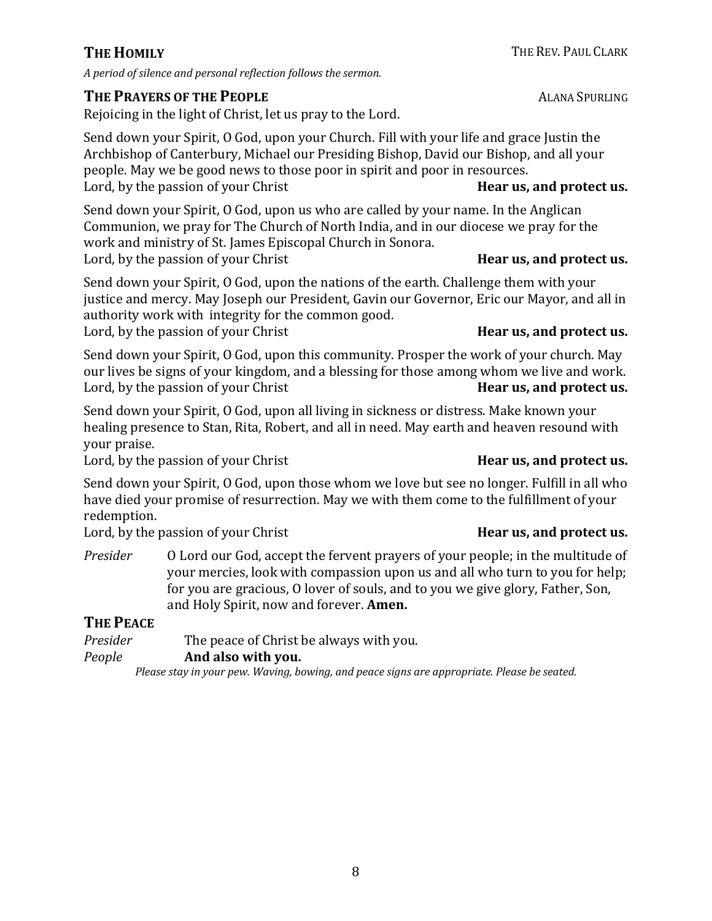## THE HOMILY

THE REV. PAUL CLARK

*A period of silence and personal reflection follows the sermon.*

## THE PRAYERS OF THE PEOPLE

ALANA SPURLING

Rejoicing in the light of Christ, let us pray to the Lord.

Send down your Spirit, O God, upon your Church. Fill with your life and grace Justin the Archbishop of Canterbury, Michael our Presiding Bishop, David our Bishop, and all your people. May we be good news to those poor in spirit and poor in resources.
Lord, by the passion of your Christ **Hear us, and protect us.**

Send down your Spirit, O God, upon us who are called by your name. In the Anglican Communion, we pray for The Church of North India, and in our diocese we pray for the work and ministry of St. James Episcopal Church in Sonora.
Lord, by the passion of your Christ **Hear us, and protect us.**

Send down your Spirit, O God, upon the nations of the earth. Challenge them with your justice and mercy. May Joseph our President, Gavin our Governor, Eric our Mayor, and all in authority work with integrity for the common good.
Lord, by the passion of your Christ **Hear us, and protect us.**

Send down your Spirit, O God, upon this community. Prosper the work of your church. May our lives be signs of your kingdom, and a blessing for those among whom we live and work.
Lord, by the passion of your Christ **Hear us, and protect us.**

Send down your Spirit, O God, upon all living in sickness or distress. Make known your healing presence to Stan, Rita, Robert, and all in need. May earth and heaven resound with your praise.
Lord, by the passion of your Christ **Hear us, and protect us.**

Send down your Spirit, O God, upon those whom we love but see no longer. Fulfill in all who have died your promise of resurrection. May we with them come to the fulfillment of your redemption.
Lord, by the passion of your Christ **Hear us, and protect us.**

*Presider* O Lord our God, accept the fervent prayers of your people; in the multitude of your mercies, look with compassion upon us and all who turn to you for help; for you are gracious, O lover of souls, and to you we give glory, Father, Son, and Holy Spirit, now and forever. **Amen.**

## THE PEACE

*Presider* The peace of Christ be always with you.
*People* **And also with you.**

*Please stay in your pew. Waving, bowing, and peace signs are appropriate. Please be seated.*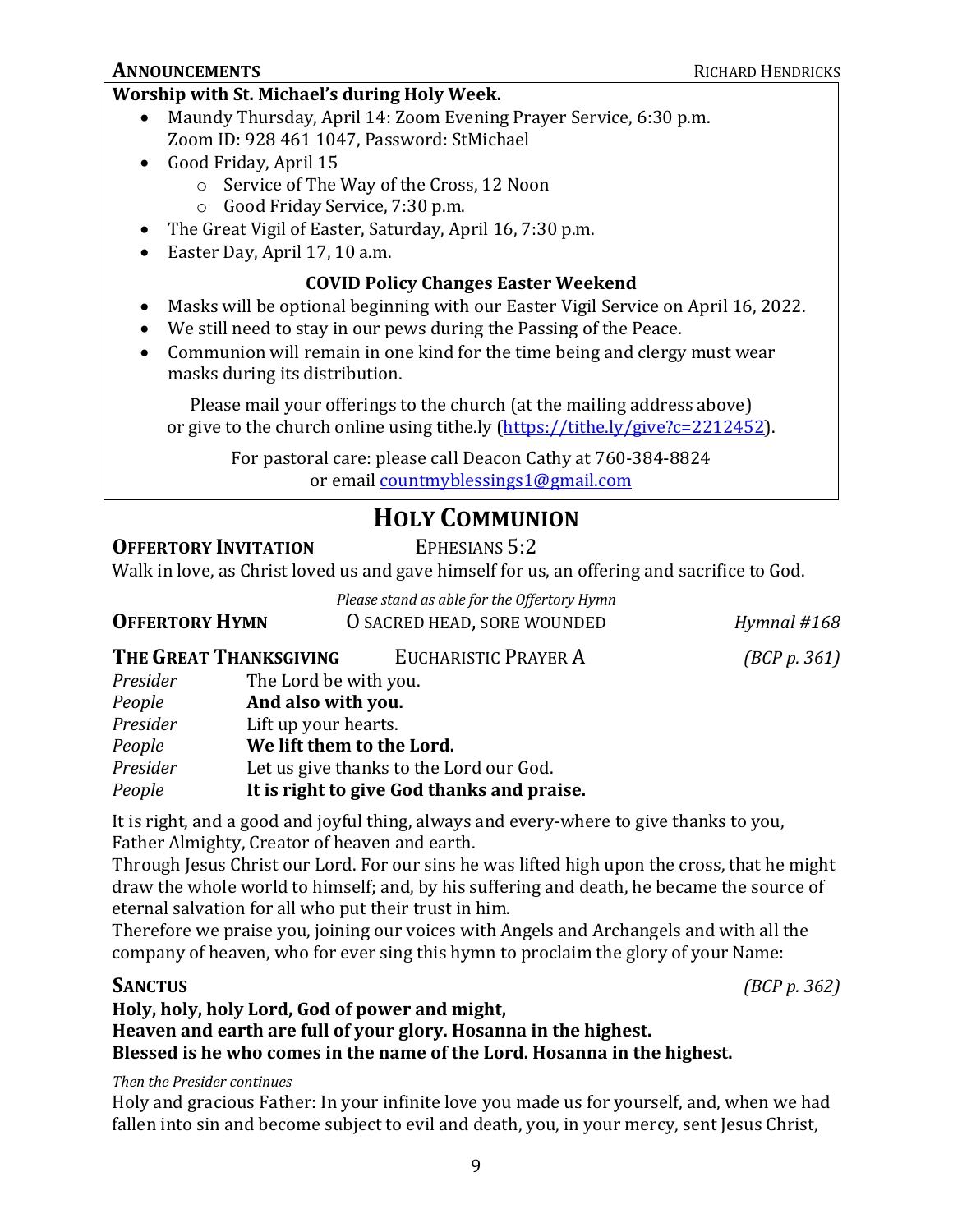**ANNOUNCEMENTS** RICHARD HENDRICKS

**Worship with St. Michael's during Holy Week.**

- Maundy Thursday, April 14: Zoom Evening Prayer Service, 6:30 p.m.
  Zoom ID: 928 461 1047, Password: StMichael
- Good Friday, April 15
  - Service of The Way of the Cross, 12 Noon
  - Good Friday Service, 7:30 p.m.
- The Great Vigil of Easter, Saturday, April 16, 7:30 p.m.
- Easter Day, April 17, 10 a.m.

**COVID Policy Changes Easter Weekend**

- Masks will be optional beginning with our Easter Vigil Service on April 16, 2022.
- We still need to stay in our pews during the Passing of the Peace.
- Communion will remain in one kind for the time being and clergy must wear masks during its distribution.

Please mail your offerings to the church (at the mailing address above) or give to the church online using tithe.ly (https://tithe.ly/give?c=2212452).

For pastoral care: please call Deacon Cathy at 760-384-8824 or email countmyblessings1@gmail.com

# HOLY COMMUNION

**OFFERTORY INVITATION** EPHESIANS 5:2

Walk in love, as Christ loved us and gave himself for us, an offering and sacrifice to God.

*Please stand as able for the Offertory Hymn*

**OFFERTORY HYMN** O SACRED HEAD, SORE WOUNDED *Hymnal #168*

**THE GREAT THANKSGIVING** EUCHARISTIC PRAYER A *(BCP p. 361)*

*Presider* The Lord be with you.
*People* **And also with you.**
*Presider* Lift up your hearts.
*People* **We lift them to the Lord.**
*Presider* Let us give thanks to the Lord our God.
*People* **It is right to give God thanks and praise.**

It is right, and a good and joyful thing, always and every-where to give thanks to you, Father Almighty, Creator of heaven and earth.
Through Jesus Christ our Lord. For our sins he was lifted high upon the cross, that he might draw the whole world to himself; and, by his suffering and death, he became the source of eternal salvation for all who put their trust in him.
Therefore we praise you, joining our voices with Angels and Archangels and with all the company of heaven, who for ever sing this hymn to proclaim the glory of your Name:

**SANCTUS** *(BCP p. 362)*

**Holy, holy, holy Lord, God of power and might,**
**Heaven and earth are full of your glory. Hosanna in the highest.**
**Blessed is he who comes in the name of the Lord. Hosanna in the highest.**

*Then the Presider continues*

Holy and gracious Father: In your infinite love you made us for yourself, and, when we had fallen into sin and become subject to evil and death, you, in your mercy, sent Jesus Christ,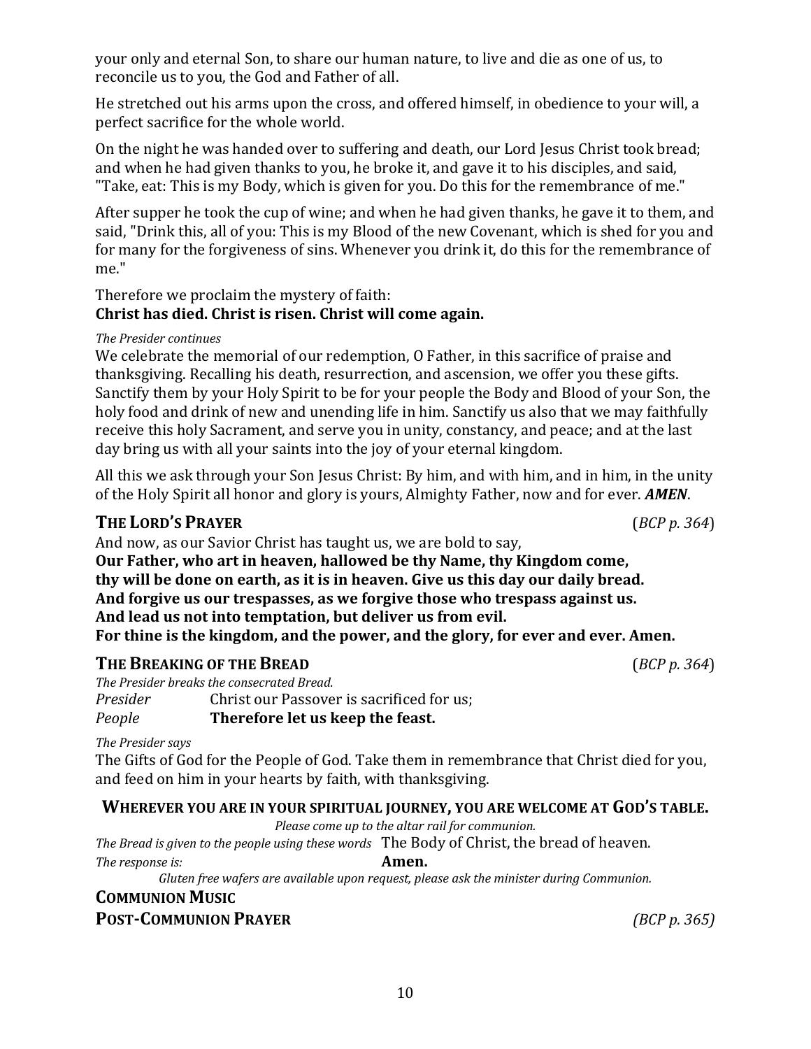your only and eternal Son, to share our human nature, to live and die as one of us, to reconcile us to you, the God and Father of all.

He stretched out his arms upon the cross, and offered himself, in obedience to your will, a perfect sacrifice for the whole world.

On the night he was handed over to suffering and death, our Lord Jesus Christ took bread; and when he had given thanks to you, he broke it, and gave it to his disciples, and said, "Take, eat: This is my Body, which is given for you. Do this for the remembrance of me."

After supper he took the cup of wine; and when he had given thanks, he gave it to them, and said, "Drink this, all of you: This is my Blood of the new Covenant, which is shed for you and for many for the forgiveness of sins. Whenever you drink it, do this for the remembrance of me."

Therefore we proclaim the mystery of faith:
**Christ has died. Christ is risen. Christ will come again.**

*The Presider continues*
We celebrate the memorial of our redemption, O Father, in this sacrifice of praise and thanksgiving. Recalling his death, resurrection, and ascension, we offer you these gifts. Sanctify them by your Holy Spirit to be for your people the Body and Blood of your Son, the holy food and drink of new and unending life in him. Sanctify us also that we may faithfully receive this holy Sacrament, and serve you in unity, constancy, and peace; and at the last day bring us with all your saints into the joy of your eternal kingdom.

All this we ask through your Son Jesus Christ: By him, and with him, and in him, in the unity of the Holy Spirit all honor and glory is yours, Almighty Father, now and for ever. ***AMEN***.

## THE LORD'S PRAYER (*BCP p. 364*)

And now, as our Savior Christ has taught us, we are bold to say,
**Our Father, who art in heaven, hallowed be thy Name, thy Kingdom come,**
**thy will be done on earth, as it is in heaven. Give us this day our daily bread.**
**And forgive us our trespasses, as we forgive those who trespass against us.**
**And lead us not into temptation, but deliver us from evil.**
**For thine is the kingdom, and the power, and the glory, for ever and ever. Amen.**

## THE BREAKING OF THE BREAD (*BCP p. 364*)

*The Presider breaks the consecrated Bread.*
*Presider* Christ our Passover is sacrificed for us;
*People* **Therefore let us keep the feast.**

*The Presider says*
The Gifts of God for the People of God. Take them in remembrance that Christ died for you, and feed on him in your hearts by faith, with thanksgiving.

## WHEREVER YOU ARE IN YOUR SPIRITUAL JOURNEY, YOU ARE WELCOME AT GOD'S TABLE.

*Please come up to the altar rail for communion.*

*The Bread is given to the people using these words* The Body of Christ, the bread of heaven.
*The response is:* **Amen.**

*Gluten free wafers are available upon request, please ask the minister during Communion.*

## COMMUNION MUSIC

## POST-COMMUNION PRAYER *(BCP p. 365)*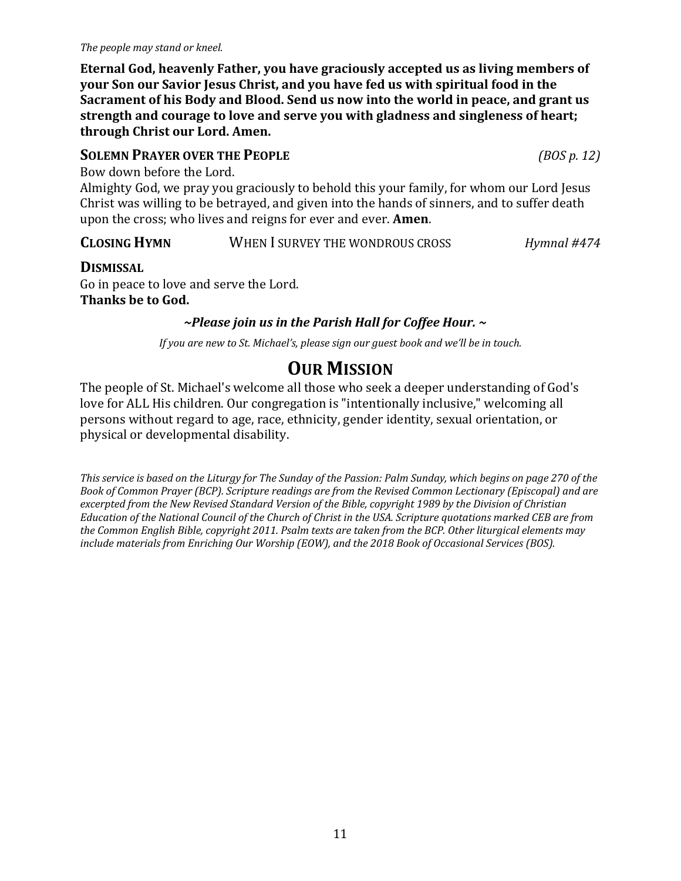*The people may stand or kneel.*

**Eternal God, heavenly Father, you have graciously accepted us as living members of your Son our Savior Jesus Christ, and you have fed us with spiritual food in the Sacrament of his Body and Blood. Send us now into the world in peace, and grant us strength and courage to love and serve you with gladness and singleness of heart; through Christ our Lord. Amen.**

**SOLEMN PRAYER OVER THE PEOPLE** *(BOS p. 12)*

Bow down before the Lord.

Almighty God, we pray you graciously to behold this your family, for whom our Lord Jesus Christ was willing to be betrayed, and given into the hands of sinners, and to suffer death upon the cross; who lives and reigns for ever and ever. **Amen**.

**CLOSING HYMN** WHEN I SURVEY THE WONDROUS CROSS *Hymnal #474*

**DISMISSAL**

Go in peace to love and serve the Lord.
**Thanks be to God.**

***~Please join us in the Parish Hall for Coffee Hour. ~***

*If you are new to St. Michael's, please sign our guest book and we'll be in touch.*

## OUR MISSION

The people of St. Michael's welcome all those who seek a deeper understanding of God's love for ALL His children. Our congregation is "intentionally inclusive," welcoming all persons without regard to age, race, ethnicity, gender identity, sexual orientation, or physical or developmental disability.

*This service is based on the Liturgy for The Sunday of the Passion: Palm Sunday, which begins on page 270 of the Book of Common Prayer (BCP). Scripture readings are from the Revised Common Lectionary (Episcopal) and are excerpted from the New Revised Standard Version of the Bible, copyright 1989 by the Division of Christian Education of the National Council of the Church of Christ in the USA. Scripture quotations marked CEB are from the Common English Bible, copyright 2011. Psalm texts are taken from the BCP. Other liturgical elements may include materials from Enriching Our Worship (EOW), and the 2018 Book of Occasional Services (BOS).*